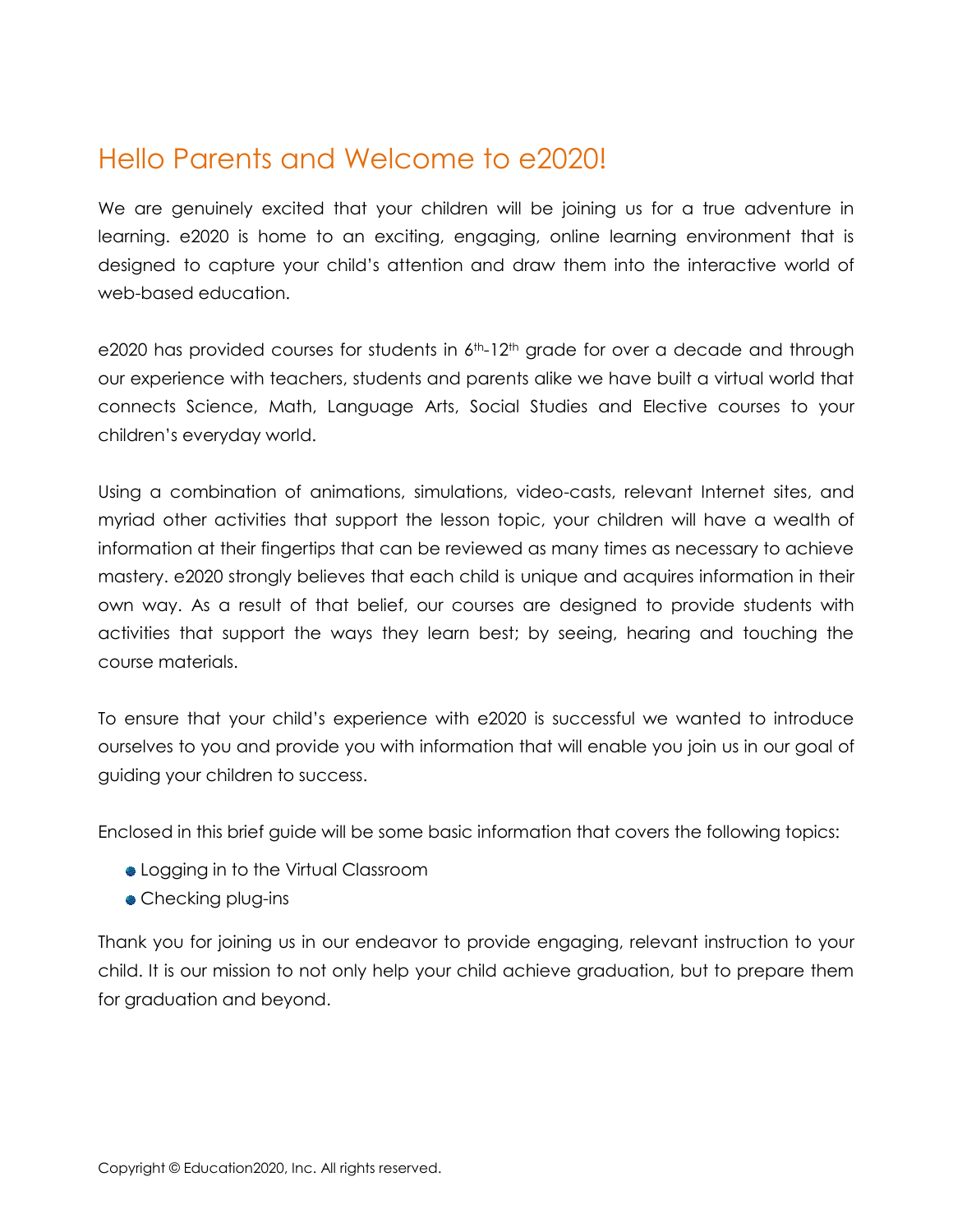# Hello Parents and Welcome to e2020!

We are genuinely excited that your children will be joining us for a true adventure in learning. e2020 is home to an exciting, engaging, online learning environment that is designed to capture your child's attention and draw them into the interactive world of web-based education.

e2020 has provided courses for students in $6^{th}$-$12^{th}$ grade for over a decade and through our experience with teachers, students and parents alike we have built a virtual world that connects Science, Math, Language Arts, Social Studies and Elective courses to your children's everyday world.

Using a combination of animations, simulations, video-casts, relevant Internet sites, and myriad other activities that support the lesson topic, your children will have a wealth of information at their fingertips that can be reviewed as many times as necessary to achieve mastery. e2020 strongly believes that each child is unique and acquires information in their own way. As a result of that belief, our courses are designed to provide students with activities that support the ways they learn best; by seeing, hearing and touching the course materials.

To ensure that your child's experience with e2020 is successful we wanted to introduce ourselves to you and provide you with information that will enable you join us in our goal of guiding your children to success.

Enclosed in this brief guide will be some basic information that covers the following topics:

- Logging in to the Virtual Classroom
- Checking plug-ins

Thank you for joining us in our endeavor to provide engaging, relevant instruction to your child. It is our mission to not only help your child achieve graduation, but to prepare them for graduation and beyond.

Copyright © Education2020, Inc. All rights reserved.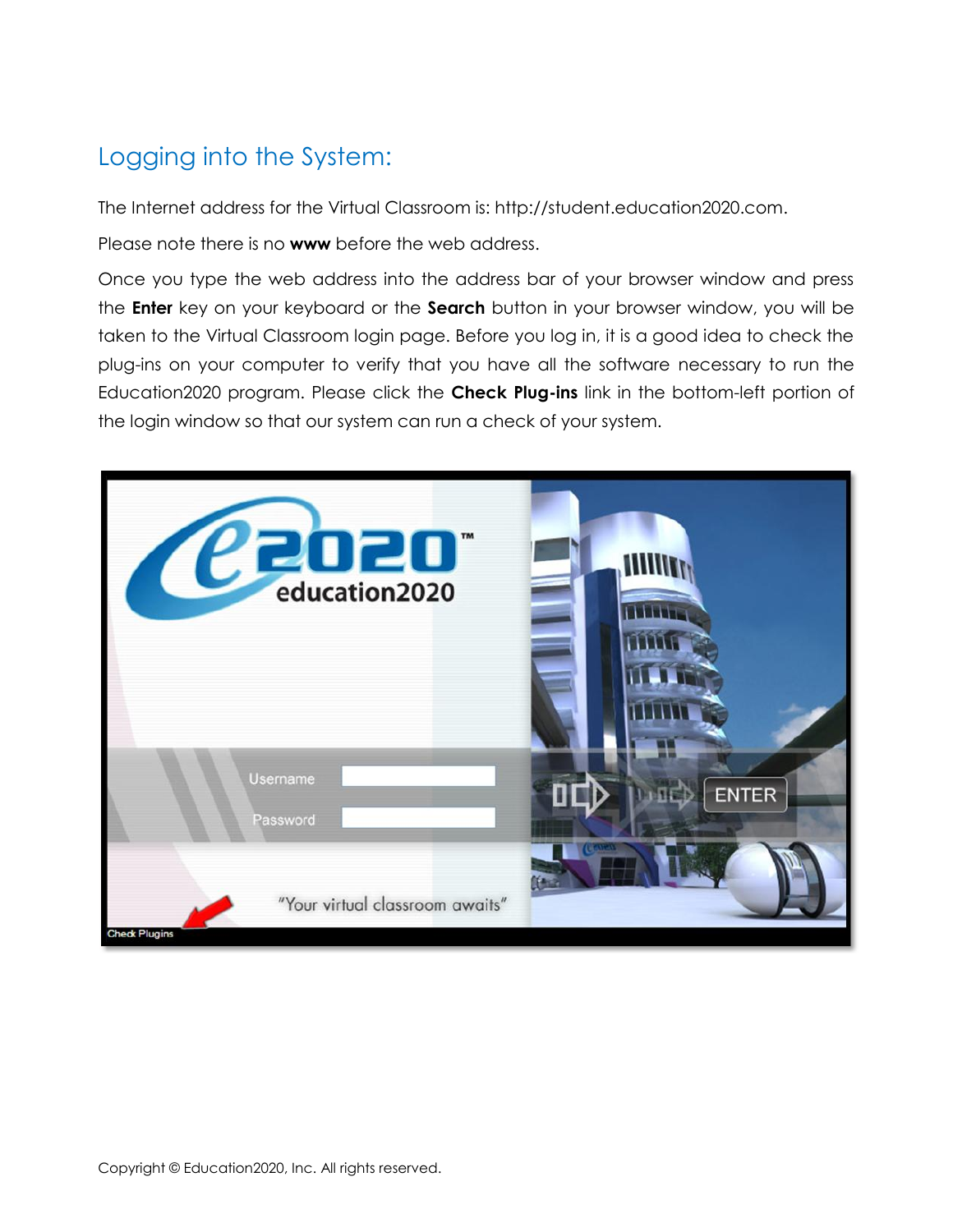## Logging into the System:

The Internet address for the Virtual Classroom is: http://student.education2020.com.

Please note there is no **www** before the web address.

Once you type the web address into the address bar of your browser window and press the **Enter** key on your keyboard or the **Search** button in your browser window, you will be taken to the Virtual Classroom login page. Before you log in, it is a good idea to check the plug-ins on your computer to verify that you have all the software necessary to run the Education2020 program. Please click the **Check Plug-ins** link in the bottom-left portion of the login window so that our system can run a check of your system.

Copyright © Education2020, Inc. All rights reserved.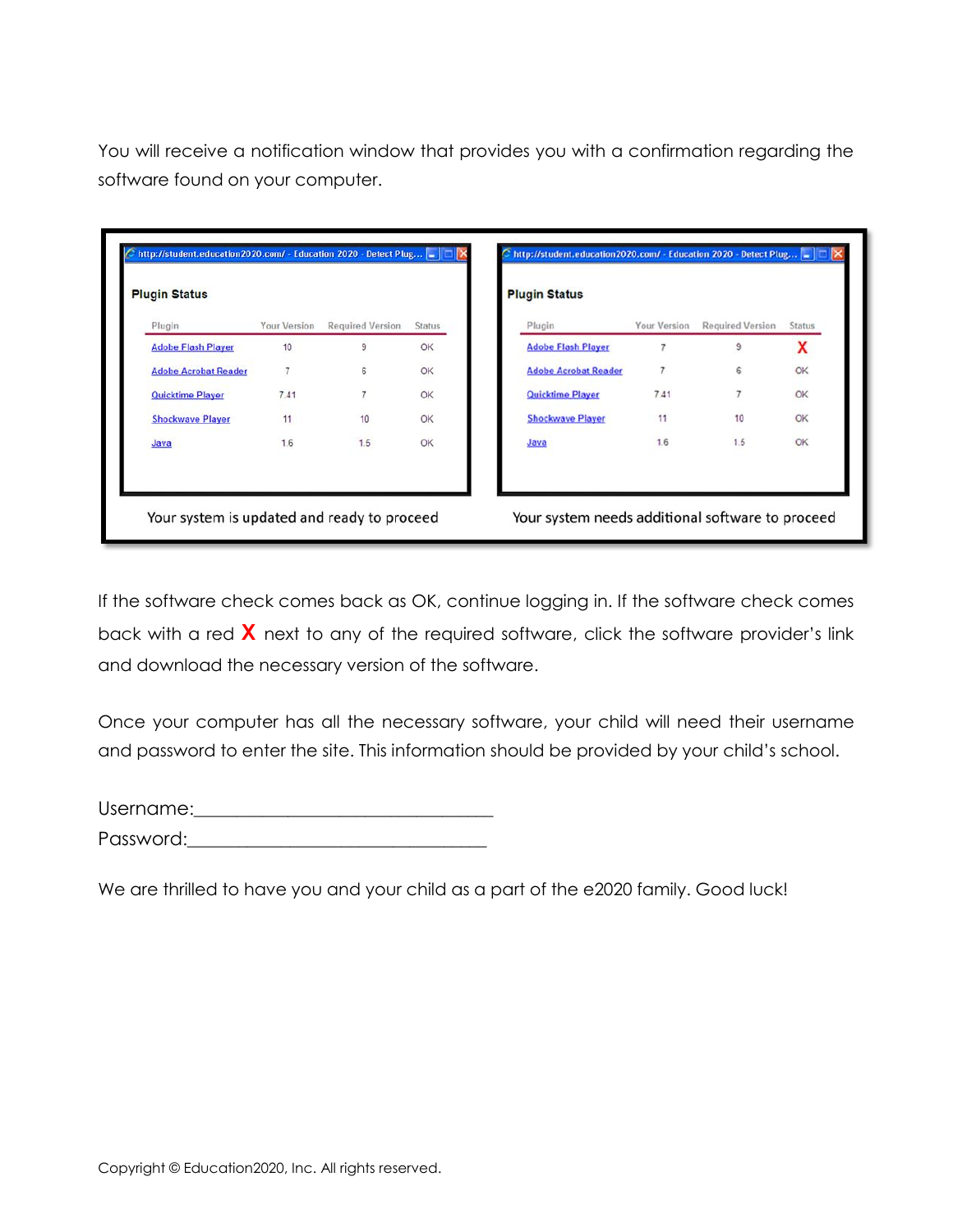You will receive a notification window that provides you with a confirmation regarding the software found on your computer.

**Plugin Status**

| Plugin | Your Version | Required Version | Status |
| --- | --- | --- | --- |
| Adobe Flash Player | 10 | 9 | OK |
| Adobe Acrobat Reader | 7 | 6 | OK |
| Quicktime Player | 7.41 | 7 | OK |
| Shockwave Player | 11 | 10 | OK |
| Java | 1.6 | 1.5 | OK |

Your system is updated and ready to proceed

**Plugin Status**

| Plugin | Your Version | Required Version | Status |
| --- | --- | --- | --- |
| Adobe Flash Player | 7 | 9 | X |
| Adobe Acrobat Reader | 7 | 6 | OK |
| Quicktime Player | 7.41 | 7 | OK |
| Shockwave Player | 11 | 10 | OK |
| Java | 1.6 | 1.5 | OK |

Your system needs additional software to proceed

If the software check comes back as OK, continue logging in. If the software check comes back with a red **X** next to any of the required software, click the software provider's link and download the necessary version of the software.

Once your computer has all the necessary software, your child will need their username and password to enter the site. This information should be provided by your child's school.

Username:_______________________________

Password:_______________________________

We are thrilled to have you and your child as a part of the e2020 family. Good luck!

Copyright © Education2020, Inc. All rights reserved.